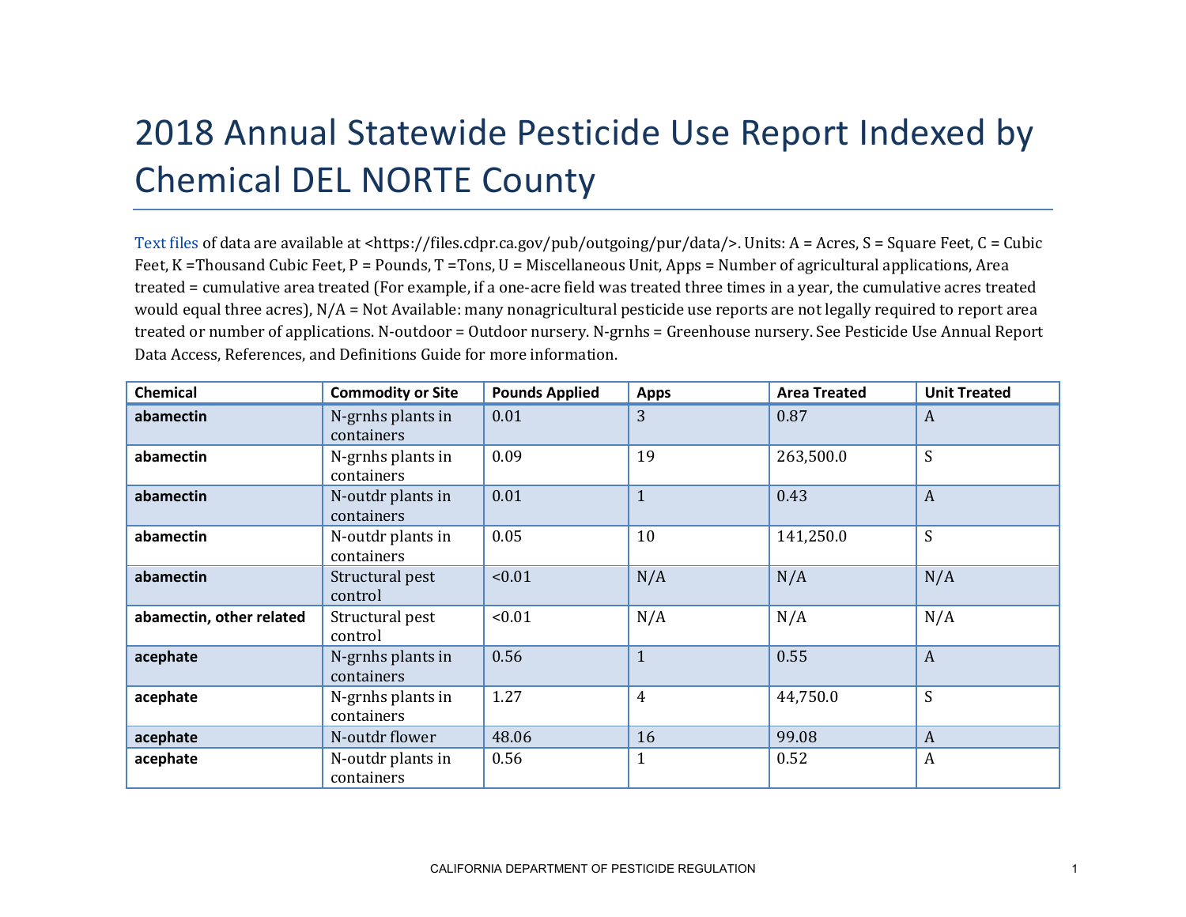# 2018 Annual Statewide Pesticide Use Report Indexed by Chemical DEL NORTE County

Text files of data are available at <https://files.cdpr.ca.gov/pub/outgoing/pur/data/>. Units: A = Acres, S = Square Feet, C = Cubic Feet, K =Thousand Cubic Feet, P = Pounds, T =Tons, U = Miscellaneous Unit, Apps = Number of agricultural applications, Area treated = cumulative area treated (For example, if a one-acre field was treated three times in a year, the cumulative acres treated would equal three acres), N/A = Not Available: many nonagricultural pesticide use reports are not legally required to report area treated or number of applications. N-outdoor = Outdoor nursery. N-grnhs = Greenhouse nursery. See Pesticide Use Annual Report Data Access, References, and Definitions Guide for more information.

| Chemical | Commodity or Site | Pounds Applied | Apps | Area Treated | Unit Treated |
|---|---|---|---|---|---|
| **abamectin** | N-grnhs plants in containers | 0.01 | 3 | 0.87 | A |
| **abamectin** | N-grnhs plants in containers | 0.09 | 19 | 263,500.0 | S |
| **abamectin** | N-outdr plants in containers | 0.01 | 1 | 0.43 | A |
| **abamectin** | N-outdr plants in containers | 0.05 | 10 | 141,250.0 | S |
| **abamectin** | Structural pest control | <0.01 | N/A | N/A | N/A |
| **abamectin, other related** | Structural pest control | <0.01 | N/A | N/A | N/A |
| **acephate** | N-grnhs plants in containers | 0.56 | 1 | 0.55 | A |
| **acephate** | N-grnhs plants in containers | 1.27 | 4 | 44,750.0 | S |
| **acephate** | N-outdr flower | 48.06 | 16 | 99.08 | A |
| **acephate** | N-outdr plants in containers | 0.56 | 1 | 0.52 | A |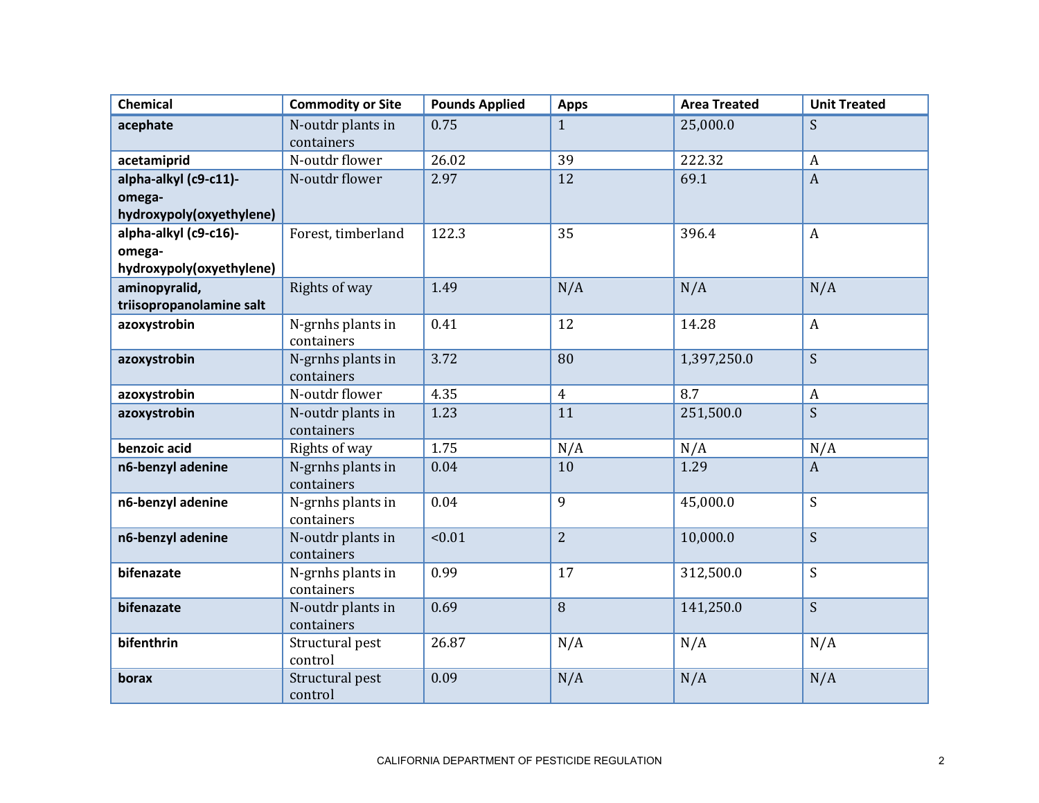| Chemical | Commodity or Site | Pounds Applied | Apps | Area Treated | Unit Treated |
|---|---|---|---|---|---|
| **acephate** | N-outdr plants in containers | 0.75 | 1 | 25,000.0 | S |
| **acetamiprid** | N-outdr flower | 26.02 | 39 | 222.32 | A |
| **alpha-alkyl (c9-c11)-omega-hydroxypoly(oxyethylene)** | N-outdr flower | 2.97 | 12 | 69.1 | A |
| **alpha-alkyl (c9-c16)-omega-hydroxypoly(oxyethylene)** | Forest, timberland | 122.3 | 35 | 396.4 | A |
| **aminopyralid, triisopropanolamine salt** | Rights of way | 1.49 | N/A | N/A | N/A |
| **azoxystrobin** | N-grnhs plants in containers | 0.41 | 12 | 14.28 | A |
| **azoxystrobin** | N-grnhs plants in containers | 3.72 | 80 | 1,397,250.0 | S |
| **azoxystrobin** | N-outdr flower | 4.35 | 4 | 8.7 | A |
| **azoxystrobin** | N-outdr plants in containers | 1.23 | 11 | 251,500.0 | S |
| **benzoic acid** | Rights of way | 1.75 | N/A | N/A | N/A |
| **n6-benzyl adenine** | N-grnhs plants in containers | 0.04 | 10 | 1.29 | A |
| **n6-benzyl adenine** | N-grnhs plants in containers | 0.04 | 9 | 45,000.0 | S |
| **n6-benzyl adenine** | N-outdr plants in containers | <0.01 | 2 | 10,000.0 | S |
| **bifenazate** | N-grnhs plants in containers | 0.99 | 17 | 312,500.0 | S |
| **bifenazate** | N-outdr plants in containers | 0.69 | 8 | 141,250.0 | S |
| **bifenthrin** | Structural pest control | 26.87 | N/A | N/A | N/A |
| **borax** | Structural pest control | 0.09 | N/A | N/A | N/A |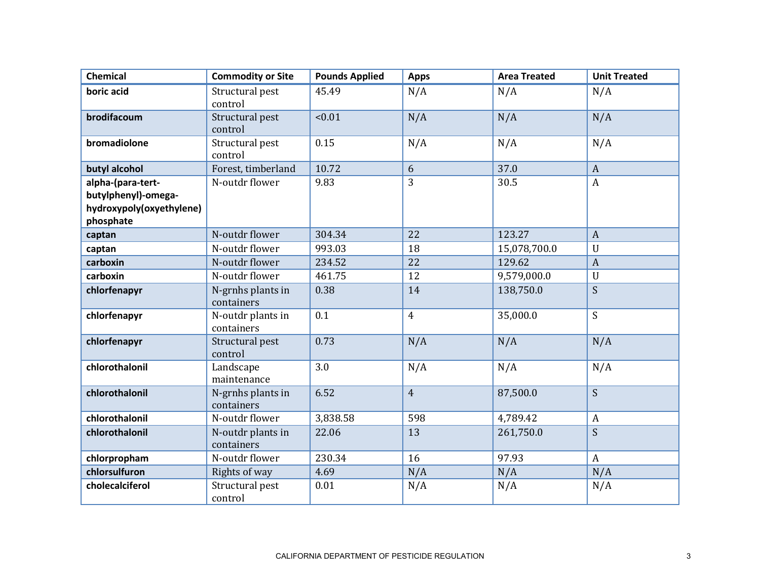| Chemical | Commodity or Site | Pounds Applied | Apps | Area Treated | Unit Treated |
|---|---|---|---|---|---|
| **boric acid** | Structural pest control | 45.49 | N/A | N/A | N/A |
| **brodifacoum** | Structural pest control | <0.01 | N/A | N/A | N/A |
| **bromadiolone** | Structural pest control | 0.15 | N/A | N/A | N/A |
| **butyl alcohol** | Forest, timberland | 10.72 | 6 | 37.0 | A |
| **alpha-(para-tert-butylphenyl)-omega-hydroxypoly(oxyethylene) phosphate** | N-outdr flower | 9.83 | 3 | 30.5 | A |
| **captan** | N-outdr flower | 304.34 | 22 | 123.27 | A |
| **captan** | N-outdr flower | 993.03 | 18 | 15,078,700.0 | U |
| **carboxin** | N-outdr flower | 234.52 | 22 | 129.62 | A |
| **carboxin** | N-outdr flower | 461.75 | 12 | 9,579,000.0 | U |
| **chlorfenapyr** | N-grnhs plants in containers | 0.38 | 14 | 138,750.0 | S |
| **chlorfenapyr** | N-outdr plants in containers | 0.1 | 4 | 35,000.0 | S |
| **chlorfenapyr** | Structural pest control | 0.73 | N/A | N/A | N/A |
| **chlorothalonil** | Landscape maintenance | 3.0 | N/A | N/A | N/A |
| **chlorothalonil** | N-grnhs plants in containers | 6.52 | 4 | 87,500.0 | S |
| **chlorothalonil** | N-outdr flower | 3,838.58 | 598 | 4,789.42 | A |
| **chlorothalonil** | N-outdr plants in containers | 22.06 | 13 | 261,750.0 | S |
| **chlorpropham** | N-outdr flower | 230.34 | 16 | 97.93 | A |
| **chlorsulfuron** | Rights of way | 4.69 | N/A | N/A | N/A |
| **cholecalciferol** | Structural pest control | 0.01 | N/A | N/A | N/A |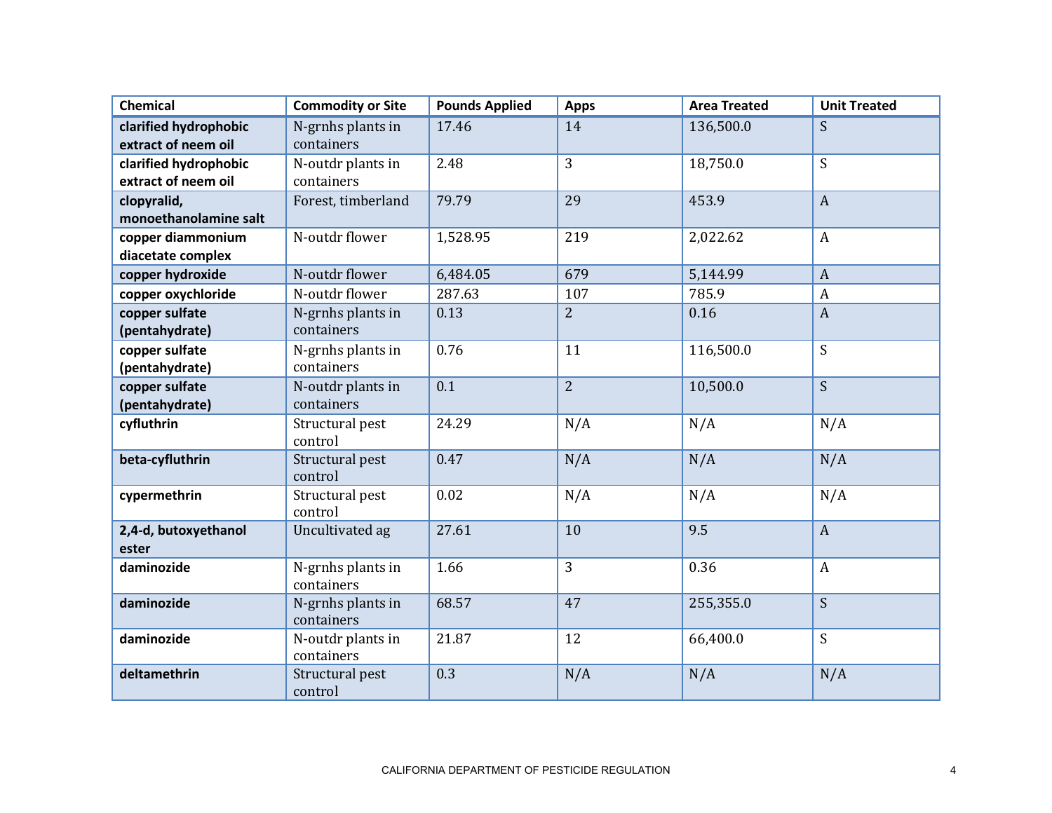| Chemical | Commodity or Site | Pounds Applied | Apps | Area Treated | Unit Treated |
|---|---|---|---|---|---|
| **clarified hydrophobic extract of neem oil** | N-grnhs plants in containers | 17.46 | 14 | 136,500.0 | S |
| **clarified hydrophobic extract of neem oil** | N-outdr plants in containers | 2.48 | 3 | 18,750.0 | S |
| **clopyralid, monoethanolamine salt** | Forest, timberland | 79.79 | 29 | 453.9 | A |
| **copper diammonium diacetate complex** | N-outdr flower | 1,528.95 | 219 | 2,022.62 | A |
| **copper hydroxide** | N-outdr flower | 6,484.05 | 679 | 5,144.99 | A |
| **copper oxychloride** | N-outdr flower | 287.63 | 107 | 785.9 | A |
| **copper sulfate (pentahydrate)** | N-grnhs plants in containers | 0.13 | 2 | 0.16 | A |
| **copper sulfate (pentahydrate)** | N-grnhs plants in containers | 0.76 | 11 | 116,500.0 | S |
| **copper sulfate (pentahydrate)** | N-outdr plants in containers | 0.1 | 2 | 10,500.0 | S |
| **cyfluthrin** | Structural pest control | 24.29 | N/A | N/A | N/A |
| **beta-cyfluthrin** | Structural pest control | 0.47 | N/A | N/A | N/A |
| **cypermethrin** | Structural pest control | 0.02 | N/A | N/A | N/A |
| **2,4-d, butoxyethanol ester** | Uncultivated ag | 27.61 | 10 | 9.5 | A |
| **daminozide** | N-grnhs plants in containers | 1.66 | 3 | 0.36 | A |
| **daminozide** | N-grnhs plants in containers | 68.57 | 47 | 255,355.0 | S |
| **daminozide** | N-outdr plants in containers | 21.87 | 12 | 66,400.0 | S |
| **deltamethrin** | Structural pest control | 0.3 | N/A | N/A | N/A |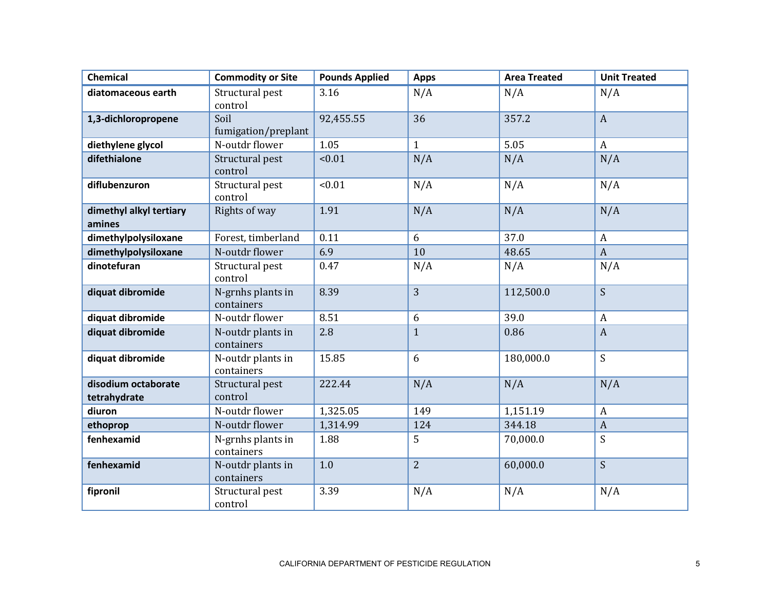| Chemical | Commodity or Site | Pounds Applied | Apps | Area Treated | Unit Treated |
|---|---|---|---|---|---|
| **diatomaceous earth** | Structural pest control | 3.16 | N/A | N/A | N/A |
| **1,3-dichloropropene** | Soil fumigation/preplant | 92,455.55 | 36 | 357.2 | A |
| **diethylene glycol** | N-outdr flower | 1.05 | 1 | 5.05 | A |
| **difethialone** | Structural pest control | <0.01 | N/A | N/A | N/A |
| **diflubenzuron** | Structural pest control | <0.01 | N/A | N/A | N/A |
| **dimethyl alkyl tertiary amines** | Rights of way | 1.91 | N/A | N/A | N/A |
| **dimethylpolysiloxane** | Forest, timberland | 0.11 | 6 | 37.0 | A |
| **dimethylpolysiloxane** | N-outdr flower | 6.9 | 10 | 48.65 | A |
| **dinotefuran** | Structural pest control | 0.47 | N/A | N/A | N/A |
| **diquat dibromide** | N-grnhs plants in containers | 8.39 | 3 | 112,500.0 | S |
| **diquat dibromide** | N-outdr flower | 8.51 | 6 | 39.0 | A |
| **diquat dibromide** | N-outdr plants in containers | 2.8 | 1 | 0.86 | A |
| **diquat dibromide** | N-outdr plants in containers | 15.85 | 6 | 180,000.0 | S |
| **disodium octaborate tetrahydrate** | Structural pest control | 222.44 | N/A | N/A | N/A |
| **diuron** | N-outdr flower | 1,325.05 | 149 | 1,151.19 | A |
| **ethoprop** | N-outdr flower | 1,314.99 | 124 | 344.18 | A |
| **fenhexamid** | N-grnhs plants in containers | 1.88 | 5 | 70,000.0 | S |
| **fenhexamid** | N-outdr plants in containers | 1.0 | 2 | 60,000.0 | S |
| **fipronil** | Structural pest control | 3.39 | N/A | N/A | N/A |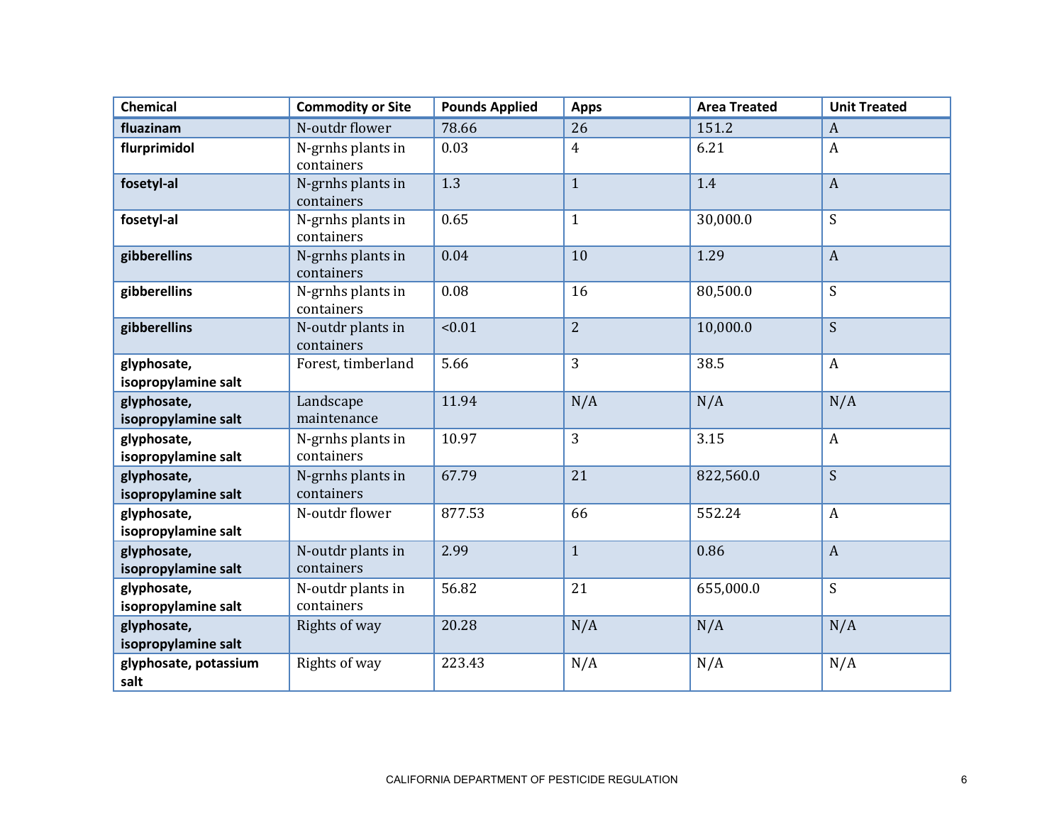| Chemical | Commodity or Site | Pounds Applied | Apps | Area Treated | Unit Treated |
|---|---|---|---|---|---|
| **fluazinam** | N-outdr flower | 78.66 | 26 | 151.2 | A |
| **flurprimidol** | N-grnhs plants in containers | 0.03 | 4 | 6.21 | A |
| **fosetyl-al** | N-grnhs plants in containers | 1.3 | 1 | 1.4 | A |
| **fosetyl-al** | N-grnhs plants in containers | 0.65 | 1 | 30,000.0 | S |
| **gibberellins** | N-grnhs plants in containers | 0.04 | 10 | 1.29 | A |
| **gibberellins** | N-grnhs plants in containers | 0.08 | 16 | 80,500.0 | S |
| **gibberellins** | N-outdr plants in containers | <0.01 | 2 | 10,000.0 | S |
| **glyphosate, isopropylamine salt** | Forest, timberland | 5.66 | 3 | 38.5 | A |
| **glyphosate, isopropylamine salt** | Landscape maintenance | 11.94 | N/A | N/A | N/A |
| **glyphosate, isopropylamine salt** | N-grnhs plants in containers | 10.97 | 3 | 3.15 | A |
| **glyphosate, isopropylamine salt** | N-grnhs plants in containers | 67.79 | 21 | 822,560.0 | S |
| **glyphosate, isopropylamine salt** | N-outdr flower | 877.53 | 66 | 552.24 | A |
| **glyphosate, isopropylamine salt** | N-outdr plants in containers | 2.99 | 1 | 0.86 | A |
| **glyphosate, isopropylamine salt** | N-outdr plants in containers | 56.82 | 21 | 655,000.0 | S |
| **glyphosate, isopropylamine salt** | Rights of way | 20.28 | N/A | N/A | N/A |
| **glyphosate, potassium salt** | Rights of way | 223.43 | N/A | N/A | N/A |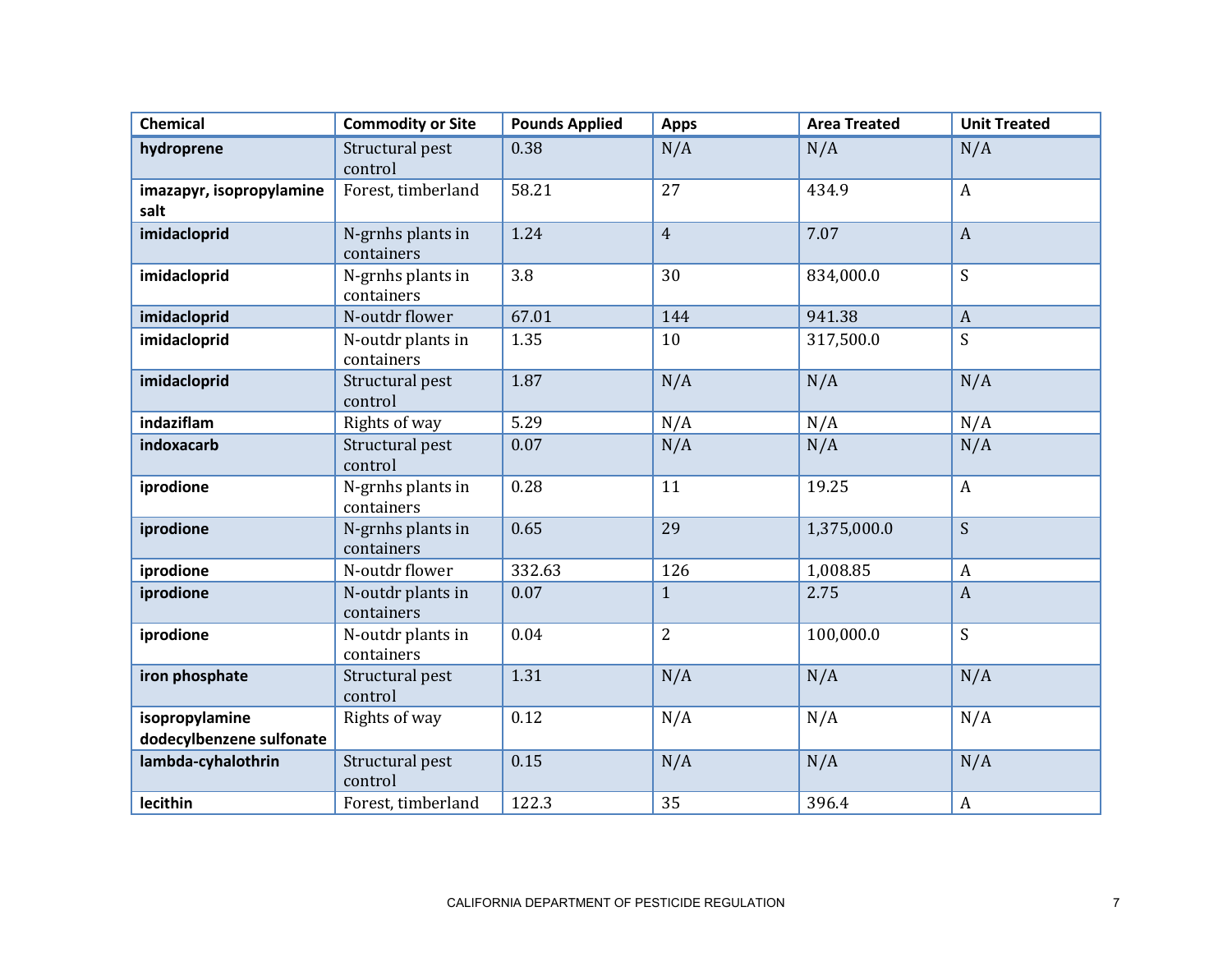| Chemical | Commodity or Site | Pounds Applied | Apps | Area Treated | Unit Treated |
|---|---|---|---|---|---|
| **hydroprene** | Structural pest control | 0.38 | N/A | N/A | N/A |
| **imazapyr, isopropylamine salt** | Forest, timberland | 58.21 | 27 | 434.9 | A |
| **imidacloprid** | N-grnhs plants in containers | 1.24 | 4 | 7.07 | A |
| **imidacloprid** | N-grnhs plants in containers | 3.8 | 30 | 834,000.0 | S |
| **imidacloprid** | N-outdr flower | 67.01 | 144 | 941.38 | A |
| **imidacloprid** | N-outdr plants in containers | 1.35 | 10 | 317,500.0 | S |
| **imidacloprid** | Structural pest control | 1.87 | N/A | N/A | N/A |
| **indaziflam** | Rights of way | 5.29 | N/A | N/A | N/A |
| **indoxacarb** | Structural pest control | 0.07 | N/A | N/A | N/A |
| **iprodione** | N-grnhs plants in containers | 0.28 | 11 | 19.25 | A |
| **iprodione** | N-grnhs plants in containers | 0.65 | 29 | 1,375,000.0 | S |
| **iprodione** | N-outdr flower | 332.63 | 126 | 1,008.85 | A |
| **iprodione** | N-outdr plants in containers | 0.07 | 1 | 2.75 | A |
| **iprodione** | N-outdr plants in containers | 0.04 | 2 | 100,000.0 | S |
| **iron phosphate** | Structural pest control | 1.31 | N/A | N/A | N/A |
| **isopropylamine dodecylbenzene sulfonate** | Rights of way | 0.12 | N/A | N/A | N/A |
| **lambda-cyhalothrin** | Structural pest control | 0.15 | N/A | N/A | N/A |
| **lecithin** | Forest, timberland | 122.3 | 35 | 396.4 | A |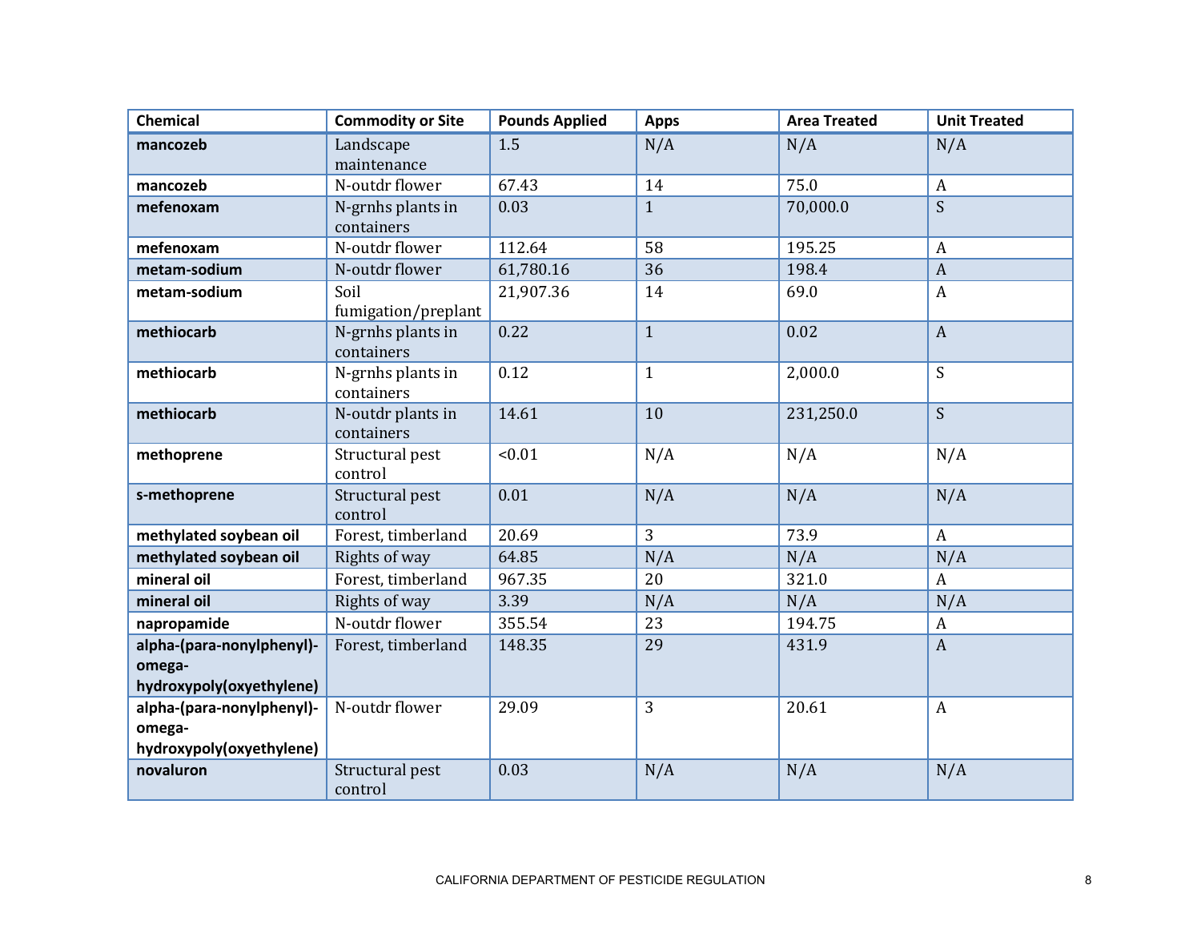| Chemical | Commodity or Site | Pounds Applied | Apps | Area Treated | Unit Treated |
|---|---|---|---|---|---|
| **mancozeb** | Landscape maintenance | 1.5 | N/A | N/A | N/A |
| **mancozeb** | N-outdr flower | 67.43 | 14 | 75.0 | A |
| **mefenoxam** | N-grnhs plants in containers | 0.03 | 1 | 70,000.0 | S |
| **mefenoxam** | N-outdr flower | 112.64 | 58 | 195.25 | A |
| **metam-sodium** | N-outdr flower | 61,780.16 | 36 | 198.4 | A |
| **metam-sodium** | Soil fumigation/preplant | 21,907.36 | 14 | 69.0 | A |
| **methiocarb** | N-grnhs plants in containers | 0.22 | 1 | 0.02 | A |
| **methiocarb** | N-grnhs plants in containers | 0.12 | 1 | 2,000.0 | S |
| **methiocarb** | N-outdr plants in containers | 14.61 | 10 | 231,250.0 | S |
| **methoprene** | Structural pest control | <0.01 | N/A | N/A | N/A |
| **s-methoprene** | Structural pest control | 0.01 | N/A | N/A | N/A |
| **methylated soybean oil** | Forest, timberland | 20.69 | 3 | 73.9 | A |
| **methylated soybean oil** | Rights of way | 64.85 | N/A | N/A | N/A |
| **mineral oil** | Forest, timberland | 967.35 | 20 | 321.0 | A |
| **mineral oil** | Rights of way | 3.39 | N/A | N/A | N/A |
| **napropamide** | N-outdr flower | 355.54 | 23 | 194.75 | A |
| **alpha-(para-nonylphenyl)-omega-hydroxypoly(oxyethylene)** | Forest, timberland | 148.35 | 29 | 431.9 | A |
| **alpha-(para-nonylphenyl)-omega-hydroxypoly(oxyethylene)** | N-outdr flower | 29.09 | 3 | 20.61 | A |
| **novaluron** | Structural pest control | 0.03 | N/A | N/A | N/A |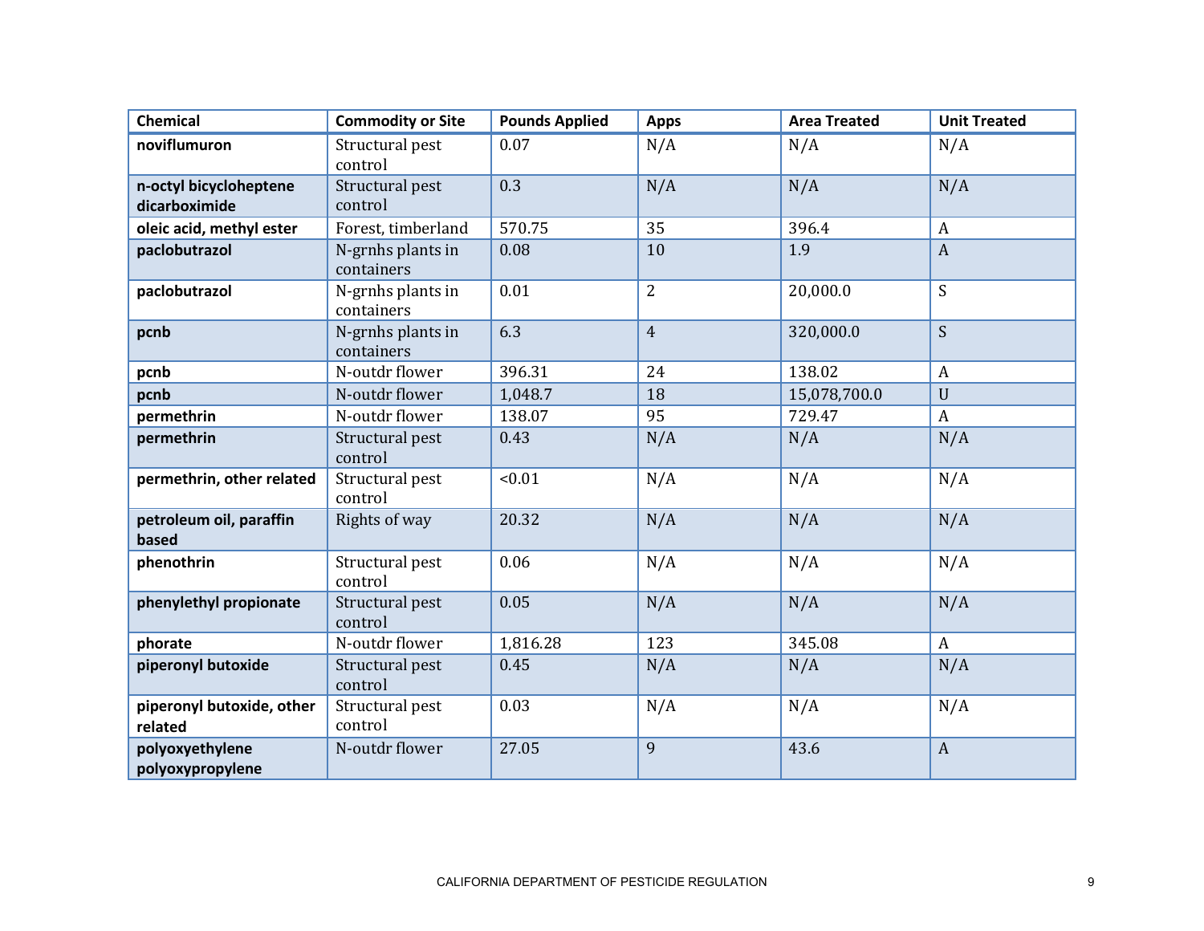| Chemical | Commodity or Site | Pounds Applied | Apps | Area Treated | Unit Treated |
|---|---|---|---|---|---|
| **noviflumuron** | Structural pest control | 0.07 | N/A | N/A | N/A |
| **n-octyl bicycloheptene dicarboximide** | Structural pest control | 0.3 | N/A | N/A | N/A |
| **oleic acid, methyl ester** | Forest, timberland | 570.75 | 35 | 396.4 | A |
| **paclobutrazol** | N-grnhs plants in containers | 0.08 | 10 | 1.9 | A |
| **paclobutrazol** | N-grnhs plants in containers | 0.01 | 2 | 20,000.0 | S |
| **pcnb** | N-grnhs plants in containers | 6.3 | 4 | 320,000.0 | S |
| **pcnb** | N-outdr flower | 396.31 | 24 | 138.02 | A |
| **pcnb** | N-outdr flower | 1,048.7 | 18 | 15,078,700.0 | U |
| **permethrin** | N-outdr flower | 138.07 | 95 | 729.47 | A |
| **permethrin** | Structural pest control | 0.43 | N/A | N/A | N/A |
| **permethrin, other related** | Structural pest control | <0.01 | N/A | N/A | N/A |
| **petroleum oil, paraffin based** | Rights of way | 20.32 | N/A | N/A | N/A |
| **phenothrin** | Structural pest control | 0.06 | N/A | N/A | N/A |
| **phenylethyl propionate** | Structural pest control | 0.05 | N/A | N/A | N/A |
| **phorate** | N-outdr flower | 1,816.28 | 123 | 345.08 | A |
| **piperonyl butoxide** | Structural pest control | 0.45 | N/A | N/A | N/A |
| **piperonyl butoxide, other related** | Structural pest control | 0.03 | N/A | N/A | N/A |
| **polyoxyethylene polyoxypropylene** | N-outdr flower | 27.05 | 9 | 43.6 | A |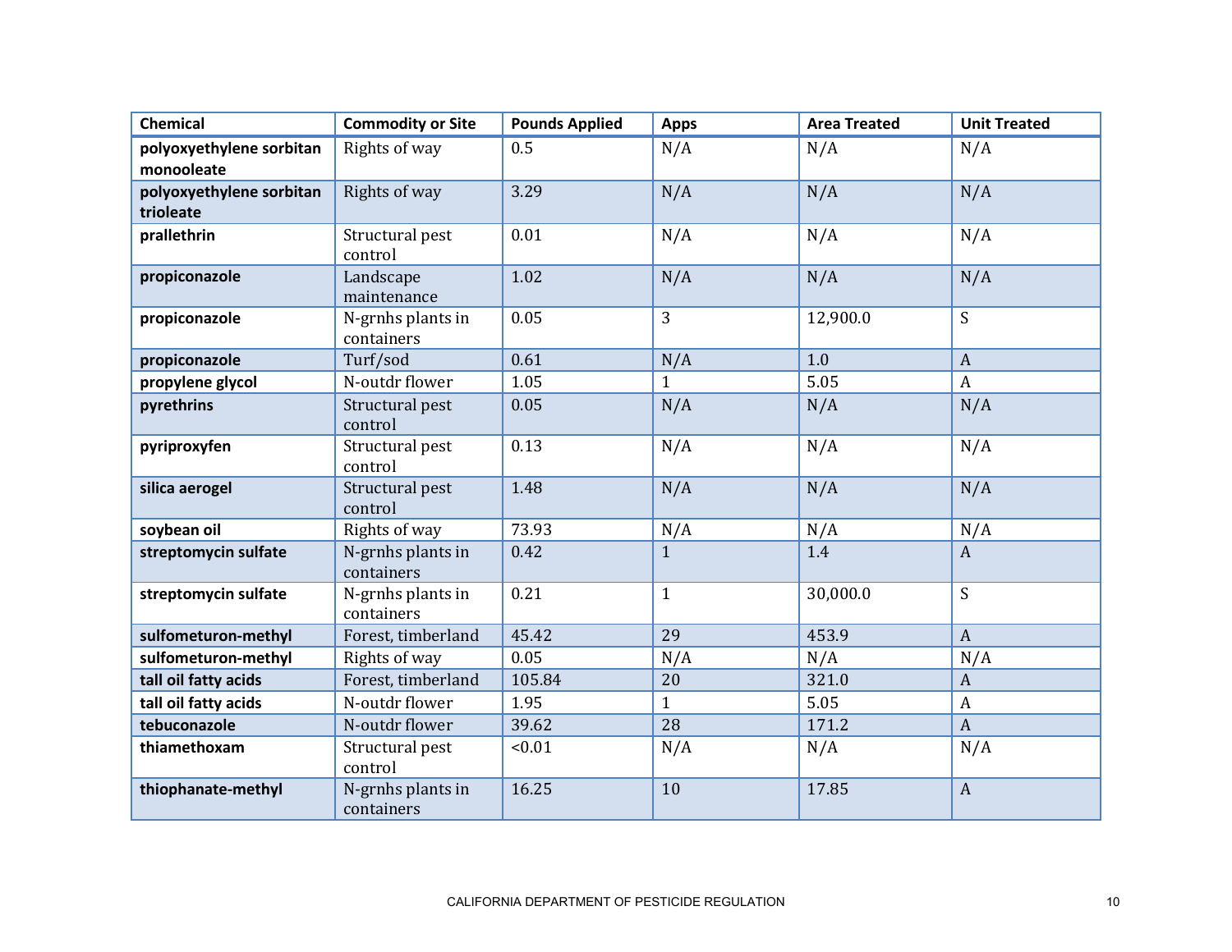| Chemical | Commodity or Site | Pounds Applied | Apps | Area Treated | Unit Treated |
|---|---|---|---|---|---|
| **polyoxyethylene sorbitan monooleate** | Rights of way | 0.5 | N/A | N/A | N/A |
| **polyoxyethylene sorbitan trioleate** | Rights of way | 3.29 | N/A | N/A | N/A |
| **prallethrin** | Structural pest control | 0.01 | N/A | N/A | N/A |
| **propiconazole** | Landscape maintenance | 1.02 | N/A | N/A | N/A |
| **propiconazole** | N-grnhs plants in containers | 0.05 | 3 | 12,900.0 | S |
| **propiconazole** | Turf/sod | 0.61 | N/A | 1.0 | A |
| **propylene glycol** | N-outdr flower | 1.05 | 1 | 5.05 | A |
| **pyrethrins** | Structural pest control | 0.05 | N/A | N/A | N/A |
| **pyriproxyfen** | Structural pest control | 0.13 | N/A | N/A | N/A |
| **silica aerogel** | Structural pest control | 1.48 | N/A | N/A | N/A |
| **soybean oil** | Rights of way | 73.93 | N/A | N/A | N/A |
| **streptomycin sulfate** | N-grnhs plants in containers | 0.42 | 1 | 1.4 | A |
| **streptomycin sulfate** | N-grnhs plants in containers | 0.21 | 1 | 30,000.0 | S |
| **sulfometuron-methyl** | Forest, timberland | 45.42 | 29 | 453.9 | A |
| **sulfometuron-methyl** | Rights of way | 0.05 | N/A | N/A | N/A |
| **tall oil fatty acids** | Forest, timberland | 105.84 | 20 | 321.0 | A |
| **tall oil fatty acids** | N-outdr flower | 1.95 | 1 | 5.05 | A |
| **tebuconazole** | N-outdr flower | 39.62 | 28 | 171.2 | A |
| **thiamethoxam** | Structural pest control | <0.01 | N/A | N/A | N/A |
| **thiophanate-methyl** | N-grnhs plants in containers | 16.25 | 10 | 17.85 | A |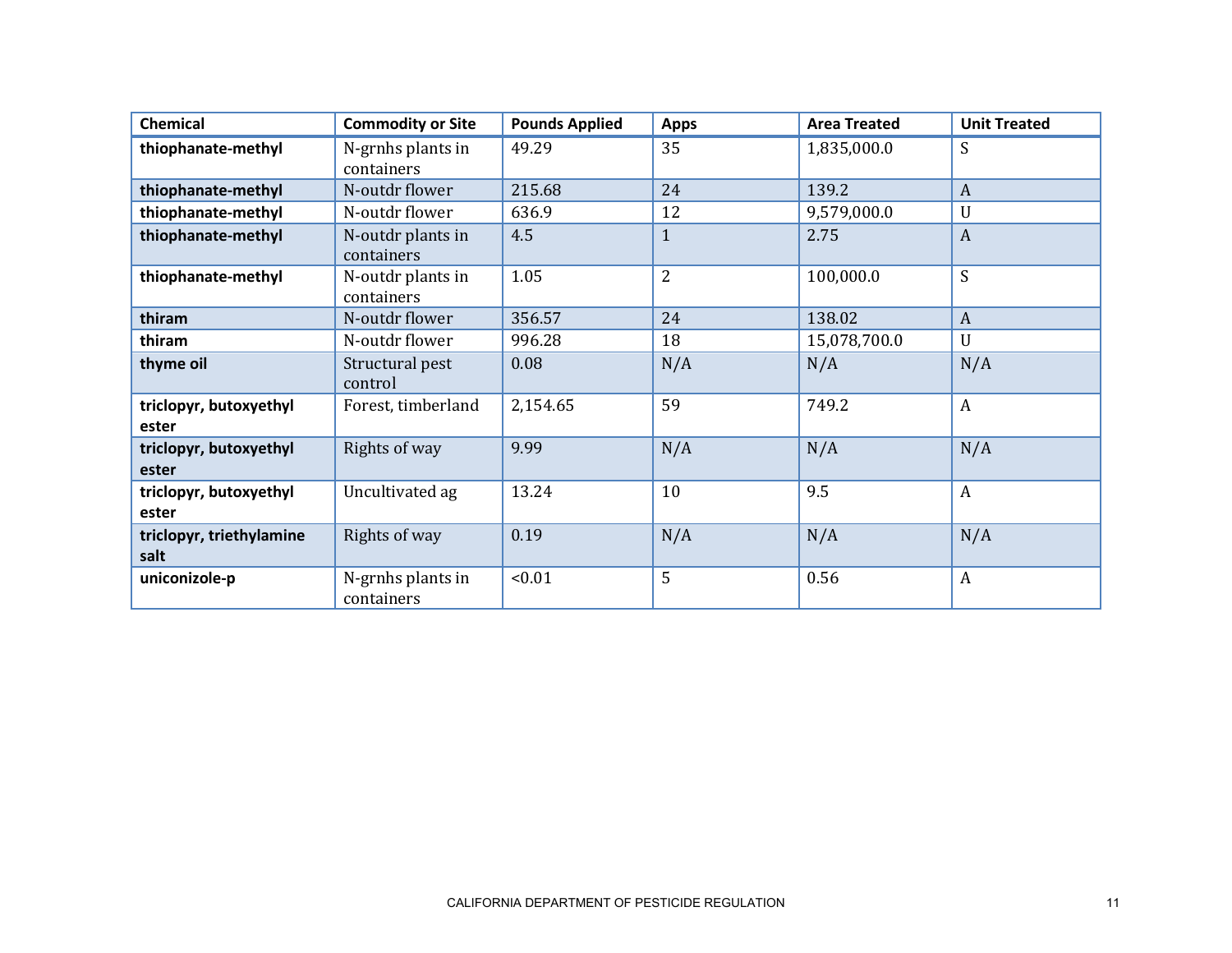| Chemical | Commodity or Site | Pounds Applied | Apps | Area Treated | Unit Treated |
|---|---|---|---|---|---|
| **thiophanate-methyl** | N-grnhs plants in containers | 49.29 | 35 | 1,835,000.0 | S |
| **thiophanate-methyl** | N-outdr flower | 215.68 | 24 | 139.2 | A |
| **thiophanate-methyl** | N-outdr flower | 636.9 | 12 | 9,579,000.0 | U |
| **thiophanate-methyl** | N-outdr plants in containers | 4.5 | 1 | 2.75 | A |
| **thiophanate-methyl** | N-outdr plants in containers | 1.05 | 2 | 100,000.0 | S |
| **thiram** | N-outdr flower | 356.57 | 24 | 138.02 | A |
| **thiram** | N-outdr flower | 996.28 | 18 | 15,078,700.0 | U |
| **thyme oil** | Structural pest control | 0.08 | N/A | N/A | N/A |
| **triclopyr, butoxyethyl ester** | Forest, timberland | 2,154.65 | 59 | 749.2 | A |
| **triclopyr, butoxyethyl ester** | Rights of way | 9.99 | N/A | N/A | N/A |
| **triclopyr, butoxyethyl ester** | Uncultivated ag | 13.24 | 10 | 9.5 | A |
| **triclopyr, triethylamine salt** | Rights of way | 0.19 | N/A | N/A | N/A |
| **uniconizole-p** | N-grnhs plants in containers | <0.01 | 5 | 0.56 | A |